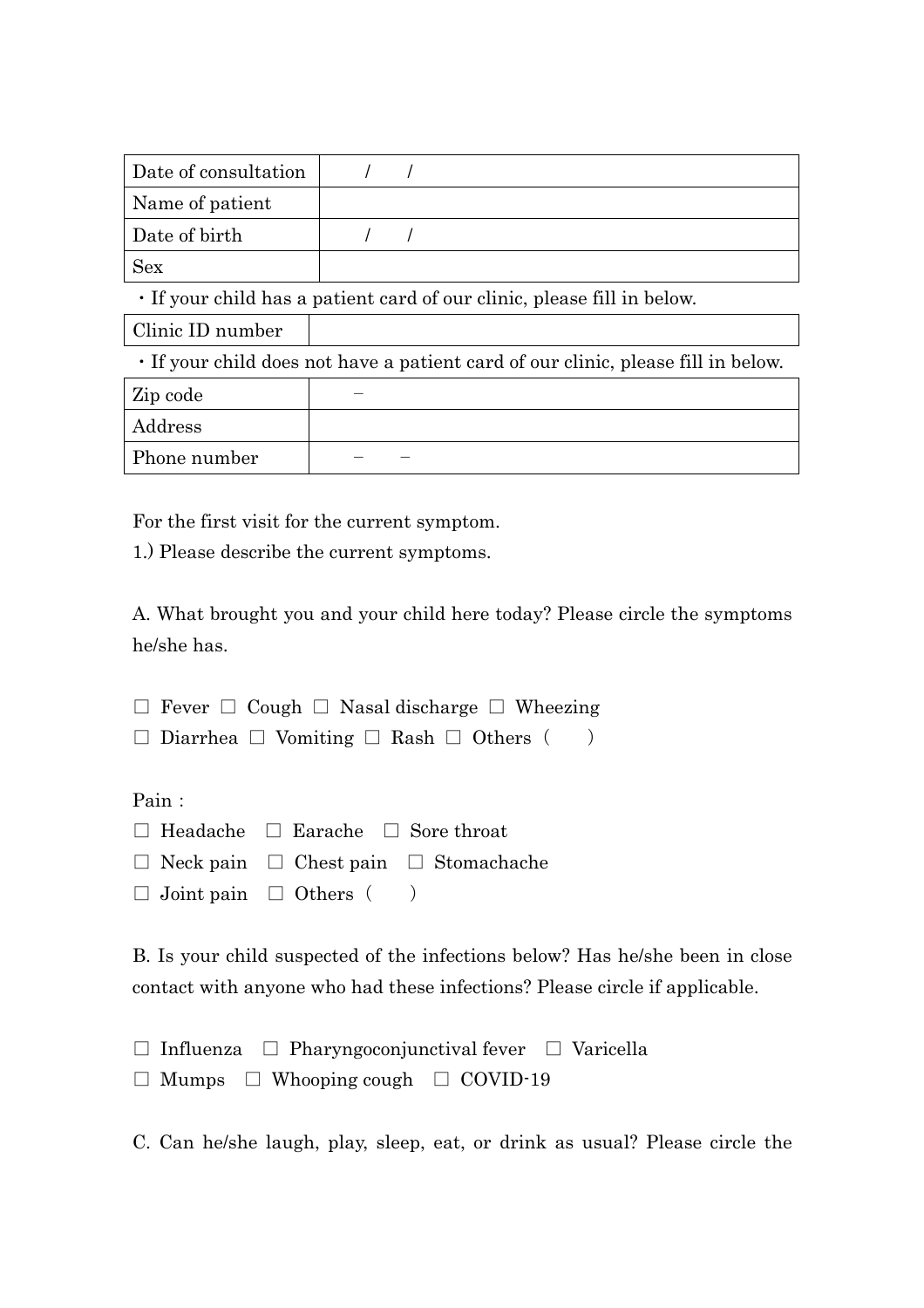| Date of consultation | / / |
| --- | --- |
| Name of patient | |
| Date of birth | / / |
| Sex | |

・If your child has a patient card of our clinic, please fill in below.

| Clinic ID number | |
| --- | --- |

・If your child does not have a patient card of our clinic, please fill in below.

| Zip code | − |
| --- | --- |
| Address | |
| Phone number | − − |

For the first visit for the current symptom.

1.) Please describe the current symptoms.

A. What brought you and your child here today? Please circle the symptoms he/she has.

□ Fever □ Cough □ Nasal discharge □ Wheezing
□ Diarrhea □ Vomiting □ Rash □ Others（ ）

Pain :
□ Headache □ Earache □ Sore throat
□ Neck pain □ Chest pain □ Stomachache
□ Joint pain □ Others（ ）

B. Is your child suspected of the infections below? Has he/she been in close contact with anyone who had these infections? Please circle if applicable.

□ Influenza □ Pharyngoconjunctival fever □ Varicella
□ Mumps □ Whooping cough □ COVID-19

C. Can he/she laugh, play, sleep, eat, or drink as usual? Please circle the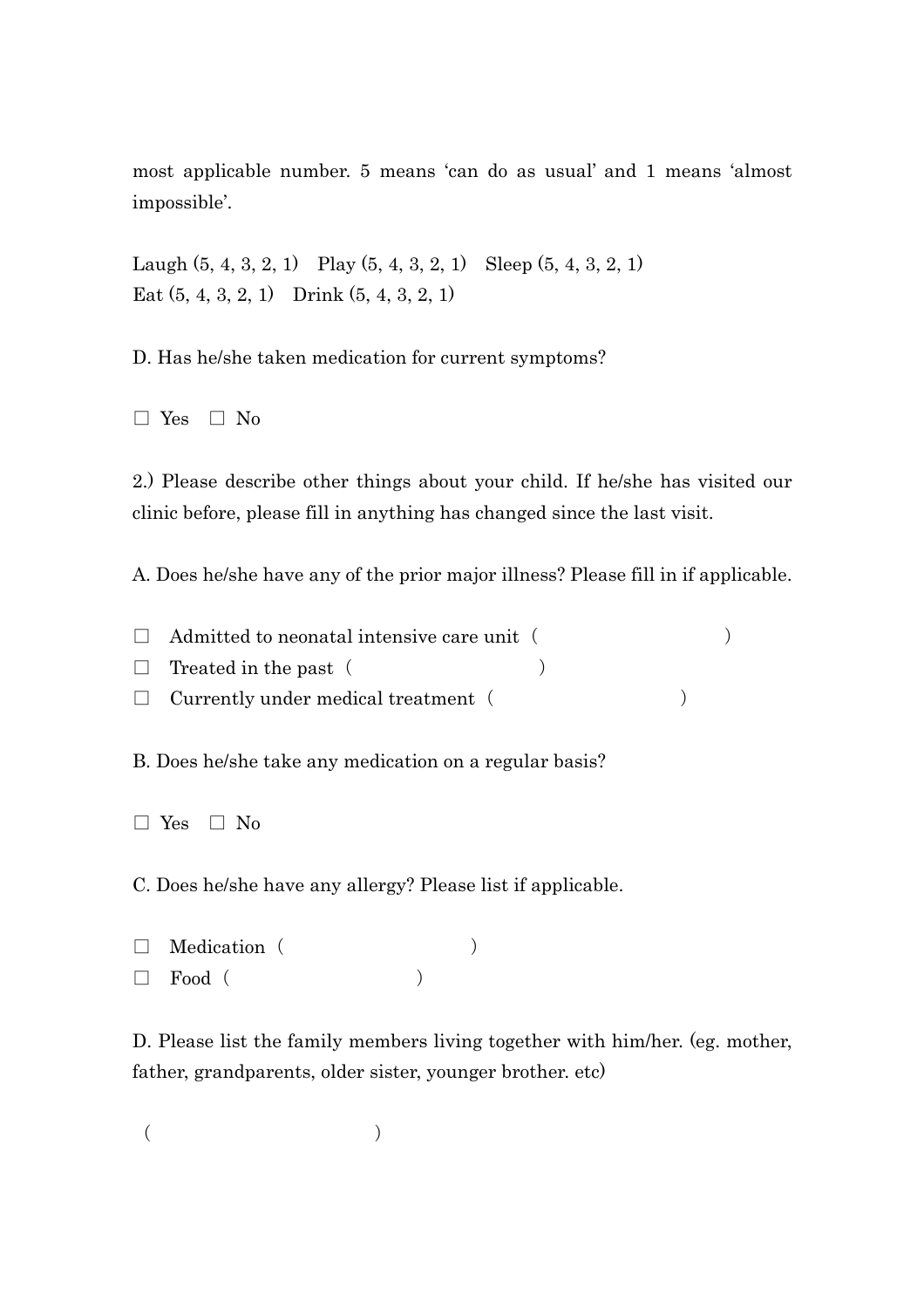most applicable number. 5 means 'can do as usual' and 1 means 'almost impossible'.

Laugh (5, 4, 3, 2, 1)　Play (5, 4, 3, 2, 1)　Sleep (5, 4, 3, 2, 1)
Eat (5, 4, 3, 2, 1)　Drink (5, 4, 3, 2, 1)

D. Has he/she taken medication for current symptoms?

☐ Yes　☐ No

2.) Please describe other things about your child. If he/she has visited our clinic before, please fill in anything has changed since the last visit.

A. Does he/she have any of the prior major illness? Please fill in if applicable.

☐　Admitted to neonatal intensive care unit（　　　　　　　　　　）
☐　Treated in the past（　　　　　　　　　　）
☐　Currently under medical treatment（　　　　　　　　　　）

B. Does he/she take any medication on a regular basis?

☐ Yes　☐ No

C. Does he/she have any allergy? Please list if applicable.

☐　Medication（　　　　　　　　　　）
☐　Food（　　　　　　　　　　）

D. Please list the family members living together with him/her. (eg. mother, father, grandparents, older sister, younger brother. etc)

（　　　　　　　　　　　　　）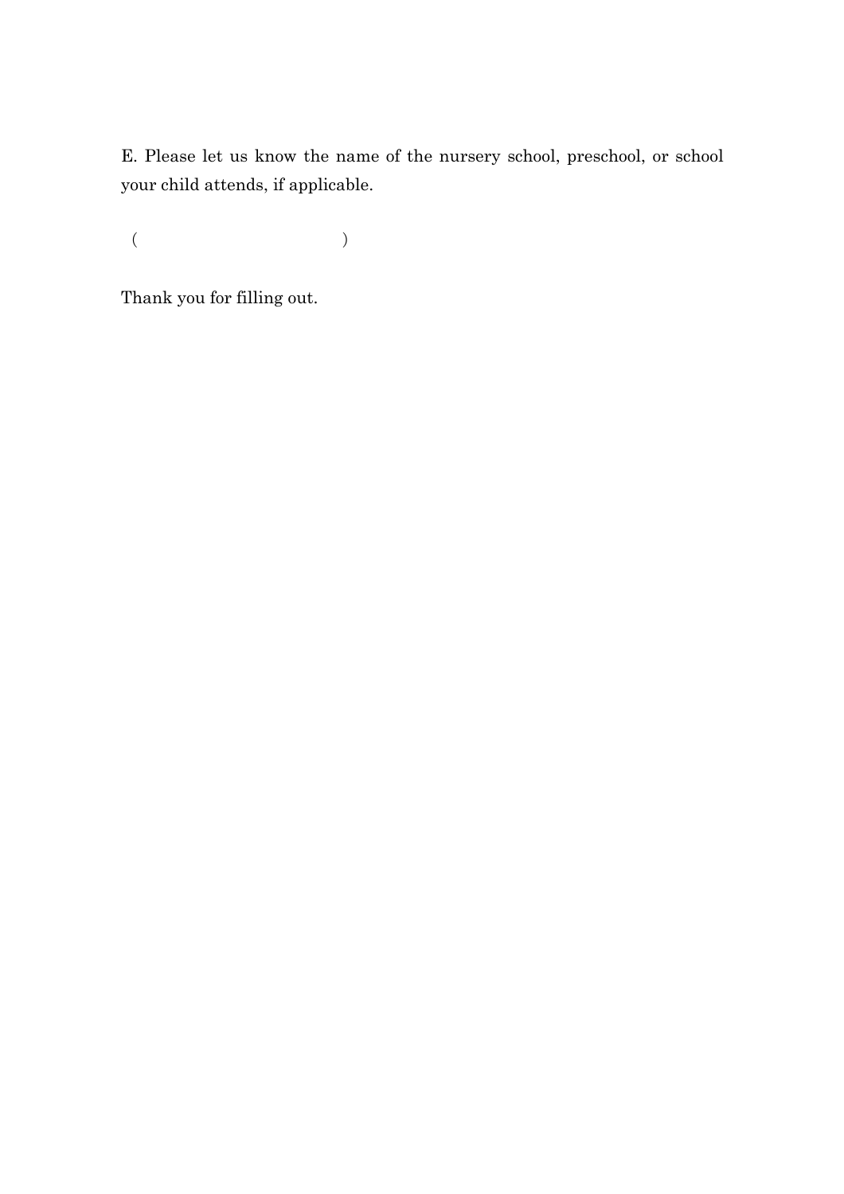E. Please let us know the name of the nursery school, preschool, or school your child attends, if applicable.

（　　　　　　　　　　　　　　　）

Thank you for filling out.